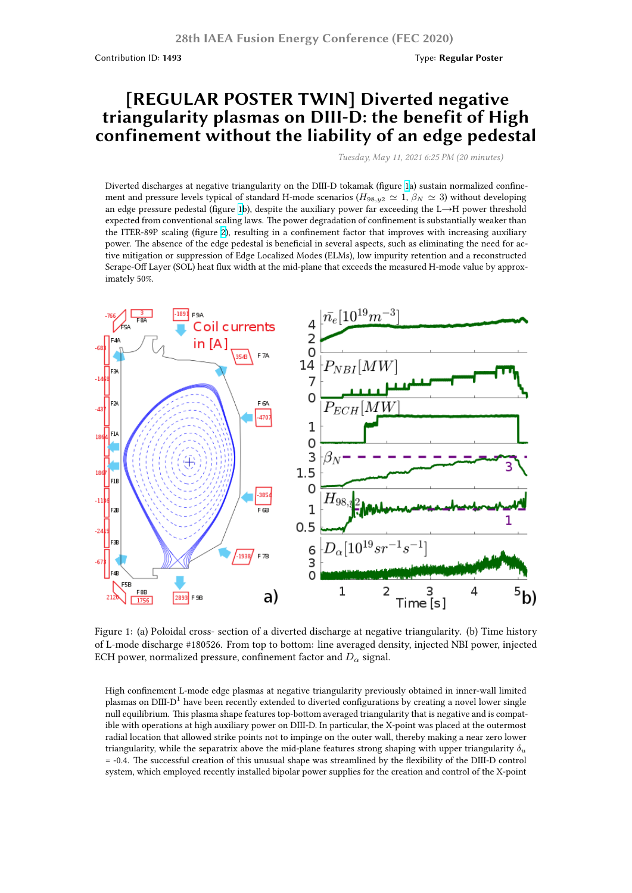28th IAEA Fusion Energy Conference (FEC 2020)

Contribution ID: **1493**

Type: **Regular Poster**

# [REGULAR POSTER TWIN] Diverted negative triangularity plasmas on DIII-D: the benefit of High confinement without the liability of an edge pedestal

*Tuesday, May 11, 2021 6:25 PM (20 minutes)*

Diverted discharges at negative triangularity on the DIII-D tokamak (figure 1a) sustain normalized confinement and pressure levels typical of standard H-mode scenarios ($H_{98,y2} \simeq 1$, $\beta_N \simeq 3$) without developing an edge pressure pedestal (figure 1b), despite the auxiliary power far exceeding the L→H power threshold expected from conventional scaling laws. The power degradation of confinement is substantially weaker than the ITER-89P scaling (figure 2), resulting in a confinement factor that improves with increasing auxiliary power. The absence of the edge pedestal is beneficial in several aspects, such as eliminating the need for active mitigation or suppression of Edge Localized Modes (ELMs), low impurity retention and a reconstructed Scrape-Off Layer (SOL) heat flux width at the mid-plane that exceeds the measured H-mode value by approximately 50%.

Figure 1: (a) Poloidal cross- section of a diverted discharge at negative triangularity. (b) Time history of L-mode discharge #180526. From top to bottom: line averaged density, injected NBI power, injected ECH power, normalized pressure, confinement factor and $D_\alpha$ signal.

High confinement L-mode edge plasmas at negative triangularity previously obtained in inner-wall limited plasmas on DIII-D[1] have been recently extended to diverted configurations by creating a novel lower single null equilibrium. This plasma shape features top-bottom averaged triangularity that is negative and is compatible with operations at high auxiliary power on DIII-D. In particular, the X-point was placed at the outermost radial location that allowed strike points not to impinge on the outer wall, thereby making a near zero lower triangularity, while the separatrix above the mid-plane features strong shaping with upper triangularity $\delta_u$ = -0.4. The successful creation of this unusual shape was streamlined by the flexibility of the DIII-D control system, which employed recently installed bipolar power supplies for the creation and control of the X-point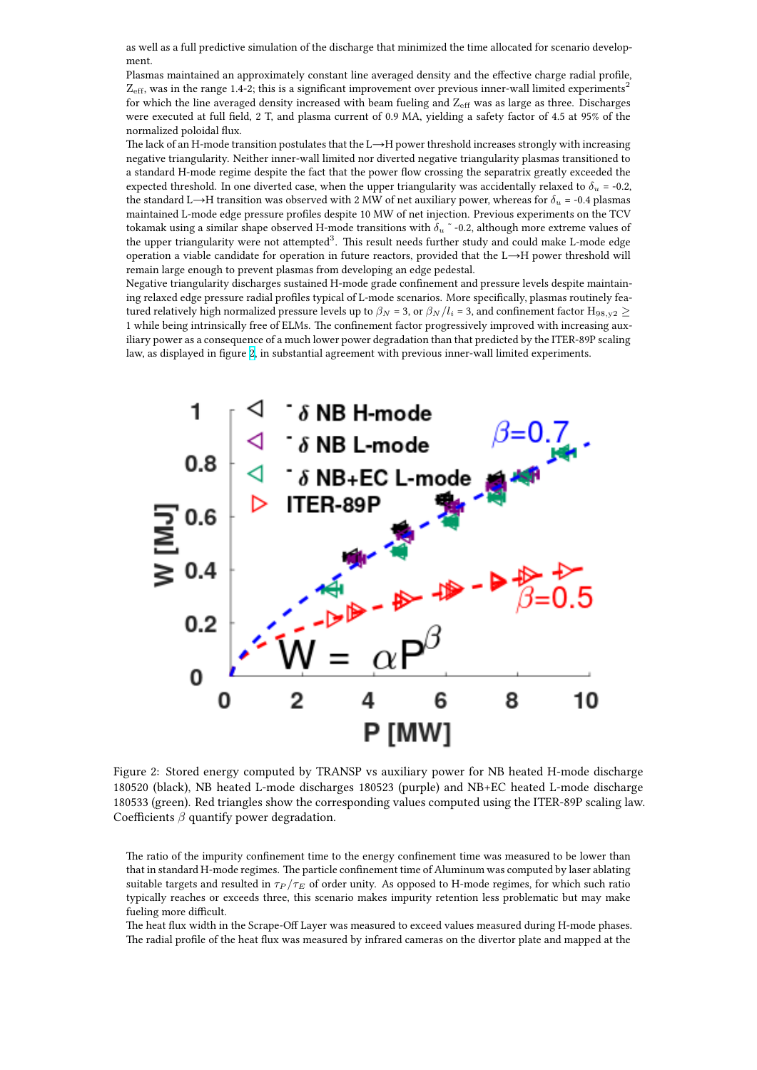as well as a full predictive simulation of the discharge that minimized the time allocated for scenario development.

Plasmas maintained an approximately constant line averaged density and the effective charge radial profile, $Z_{eff}$, was in the range 1.4-2; this is a significant improvement over previous inner-wall limited experiments[2] for which the line averaged density increased with beam fueling and $Z_{eff}$ was as large as three. Discharges were executed at full field, 2 T, and plasma current of 0.9 MA, yielding a safety factor of 4.5 at 95% of the normalized poloidal flux.

The lack of an H-mode transition postulates that the L⟶H power threshold increases strongly with increasing negative triangularity. Neither inner-wall limited nor diverted negative triangularity plasmas transitioned to a standard H-mode regime despite the fact that the power flow crossing the separatrix greatly exceeded the expected threshold. In one diverted case, when the upper triangularity was accidentally relaxed to $\delta_u$ = -0.2, the standard L⟶H transition was observed with 2 MW of net auxiliary power, whereas for $\delta_u$ = -0.4 plasmas maintained L-mode edge pressure profiles despite 10 MW of net injection. Previous experiments on the TCV tokamak using a similar shape observed H-mode transitions with $\delta_u$ ˜ -0.2, although more extreme values of the upper triangularity were not attempted[3]. This result needs further study and could make L-mode edge operation a viable candidate for operation in future reactors, provided that the L⟶H power threshold will remain large enough to prevent plasmas from developing an edge pedestal.

Negative triangularity discharges sustained H-mode grade confinement and pressure levels despite maintaining relaxed edge pressure radial profiles typical of L-mode scenarios. More specifically, plasmas routinely featured relatively high normalized pressure levels up to $\beta_N$ = 3, or $\beta_N/l_i$ = 3, and confinement factor $H_{98,y2} \geq$ 1 while being intrinsically free of ELMs. The confinement factor progressively improved with increasing auxiliary power as a consequence of a much lower power degradation than that predicted by the ITER-89P scaling law, as displayed in figure 2, in substantial agreement with previous inner-wall limited experiments.

Figure 2: Stored energy computed by TRANSP vs auxiliary power for NB heated H-mode discharge 180520 (black), NB heated L-mode discharges 180523 (purple) and NB+EC heated L-mode discharge 180533 (green). Red triangles show the corresponding values computed using the ITER-89P scaling law. Coefficients $\beta$ quantify power degradation.

The ratio of the impurity confinement time to the energy confinement time was measured to be lower than that in standard H-mode regimes. The particle confinement time of Aluminum was computed by laser ablating suitable targets and resulted in $\tau_P/\tau_E$ of order unity. As opposed to H-mode regimes, for which such ratio typically reaches or exceeds three, this scenario makes impurity retention less problematic but may make fueling more difficult.

The heat flux width in the Scrape-Off Layer was measured to exceed values measured during H-mode phases. The radial profile of the heat flux was measured by infrared cameras on the divertor plate and mapped at the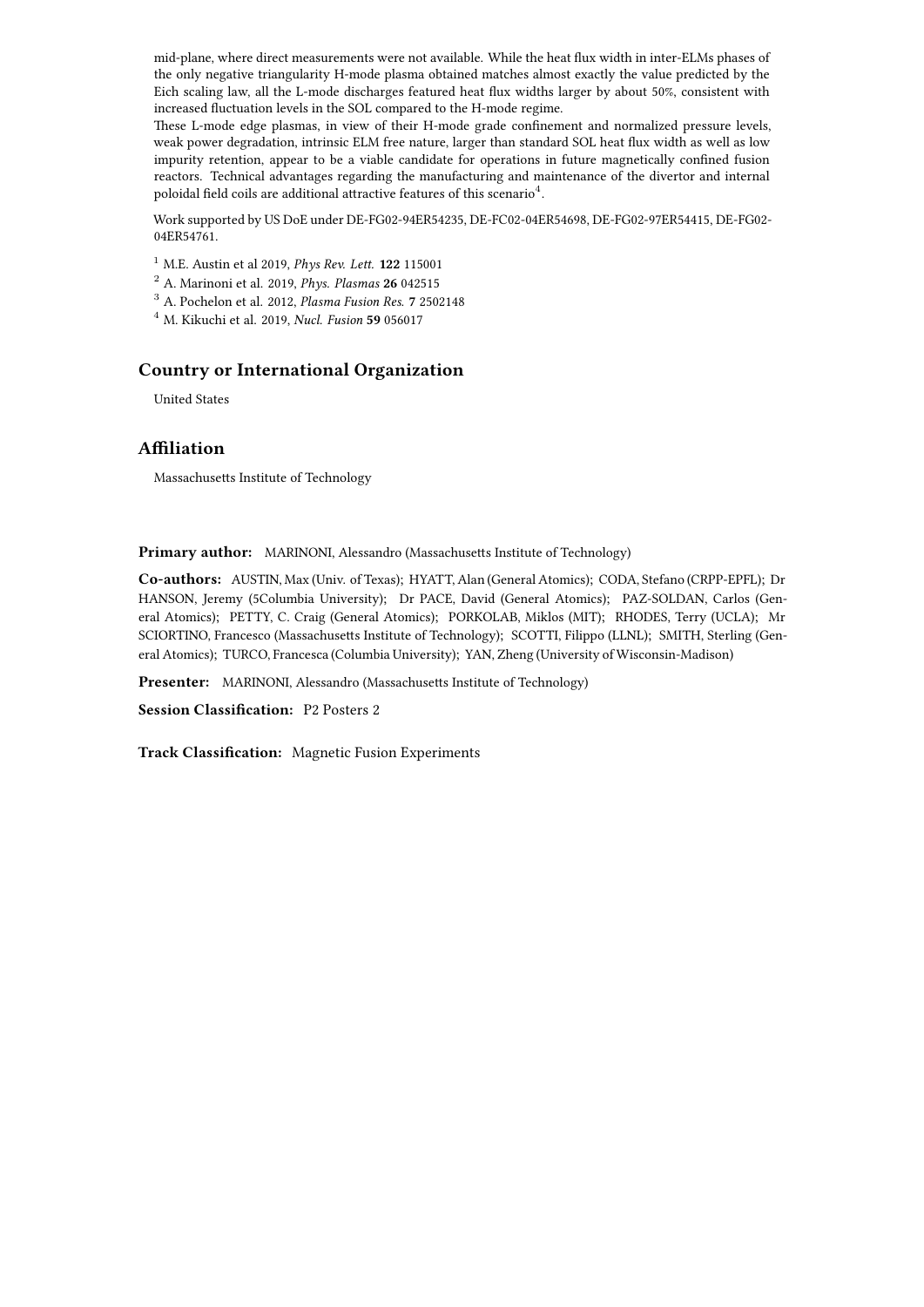mid-plane, where direct measurements were not available. While the heat flux width in inter-ELMs phases of the only negative triangularity H-mode plasma obtained matches almost exactly the value predicted by the Eich scaling law, all the L-mode discharges featured heat flux widths larger by about 50%, consistent with increased fluctuation levels in the SOL compared to the H-mode regime.
These L-mode edge plasmas, in view of their H-mode grade confinement and normalized pressure levels, weak power degradation, intrinsic ELM free nature, larger than standard SOL heat flux width as well as low impurity retention, appear to be a viable candidate for operations in future magnetically confined fusion reactors. Technical advantages regarding the manufacturing and maintenance of the divertor and internal poloidal field coils are additional attractive features of this scenario[4].

Work supported by US DoE under DE-FG02-94ER54235, DE-FC02-04ER54698, DE-FG02-97ER54415, DE-FG02-04ER54761.

[1] M.E. Austin et al 2019, *Phys Rev. Lett.* **122** 115001
[2] A. Marinoni et al. 2019, *Phys. Plasmas* **26** 042515
[3] A. Pochelon et al. 2012, *Plasma Fusion Res.* **7** 2502148
[4] M. Kikuchi et al. 2019, *Nucl. Fusion* **59** 056017

## Country or International Organization

United States

## Affiliation

Massachusetts Institute of Technology

**Primary author:** MARINONI, Alessandro (Massachusetts Institute of Technology)

**Co-authors:** AUSTIN, Max (Univ. of Texas); HYATT, Alan (General Atomics); CODA, Stefano (CRPP-EPFL); Dr HANSON, Jeremy (5Columbia University); Dr PACE, David (General Atomics); PAZ-SOLDAN, Carlos (General Atomics); PETTY, C. Craig (General Atomics); PORKOLAB, Miklos (MIT); RHODES, Terry (UCLA); Mr SCIORTINO, Francesco (Massachusetts Institute of Technology); SCOTTI, Filippo (LLNL); SMITH, Sterling (General Atomics); TURCO, Francesca (Columbia University); YAN, Zheng (University of Wisconsin-Madison)

**Presenter:** MARINONI, Alessandro (Massachusetts Institute of Technology)

**Session Classification:** P2 Posters 2

**Track Classification:** Magnetic Fusion Experiments